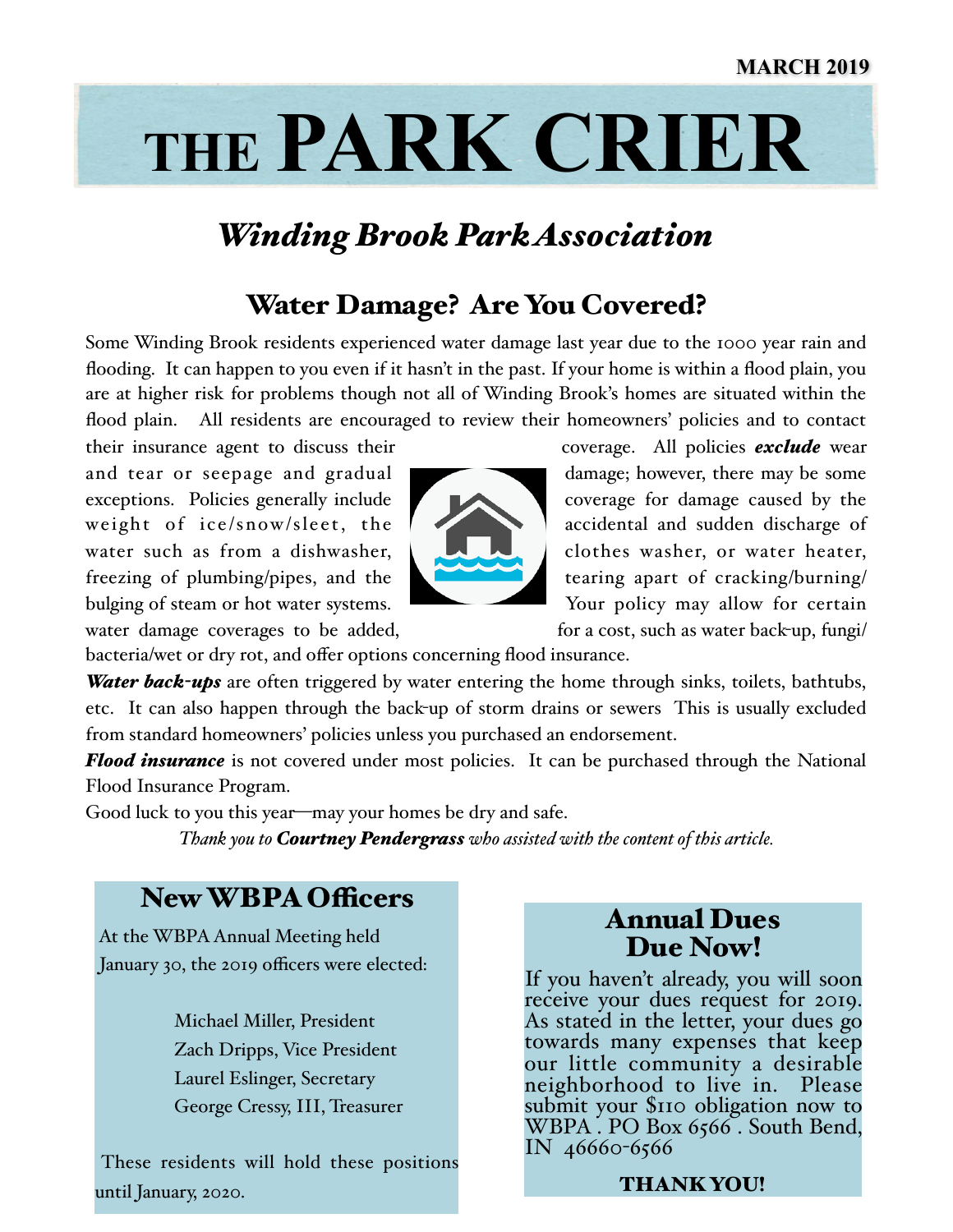MARCH 2019

# THE PARK CRIER

## *Winding Brook Park Association*

## Water Damage? Are You Covered?

Some Winding Brook residents experienced water damage last year due to the 1000 year rain and flooding. It can happen to you even if it hasn't in the past. If your home is within a flood plain, you are at higher risk for problems though not all of Winding Brook's homes are situated within the flood plain. All residents are encouraged to review their homeowners' policies and to contact their insurance agent to discuss their coverage. All policies ***exclude*** wear and tear or seepage and gradual damage; however, there may be some exceptions. Policies generally include coverage for damage caused by the weight of ice/snow/sleet, the accidental and sudden discharge of water such as from a dishwasher, clothes washer, or water heater, freezing of plumbing/pipes, and the tearing apart of cracking/burning/bulging of steam or hot water systems. Your policy may allow for certain water damage coverages to be added, for a cost, such as water back-up, fungi/bacteria/wet or dry rot, and offer options concerning flood insurance.

***Water back-ups*** are often triggered by water entering the home through sinks, toilets, bathtubs, etc. It can also happen through the back-up of storm drains or sewers This is usually excluded from standard homeowners' policies unless you purchased an endorsement.

***Flood insurance*** is not covered under most policies. It can be purchased through the National Flood Insurance Program.

Good luck to you this year—may your homes be dry and safe.

*Thank you to **Courtney Pendergrass** who assisted with the content of this article.*

## New WBPA Officers

At the WBPA Annual Meeting held January 30, the 2019 officers were elected:

Michael Miller, President
Zach Dripps, Vice President
Laurel Eslinger, Secretary
George Cressy, III, Treasurer

These residents will hold these positions until January, 2020.

## Annual Dues Due Now!

If you haven't already, you will soon receive your dues request for 2019. As stated in the letter, your dues go towards many expenses that keep our little community a desirable neighborhood to live in. Please submit your $110 obligation now to WBPA . PO Box 6566 . South Bend, IN 46660-6566

**THANK YOU!**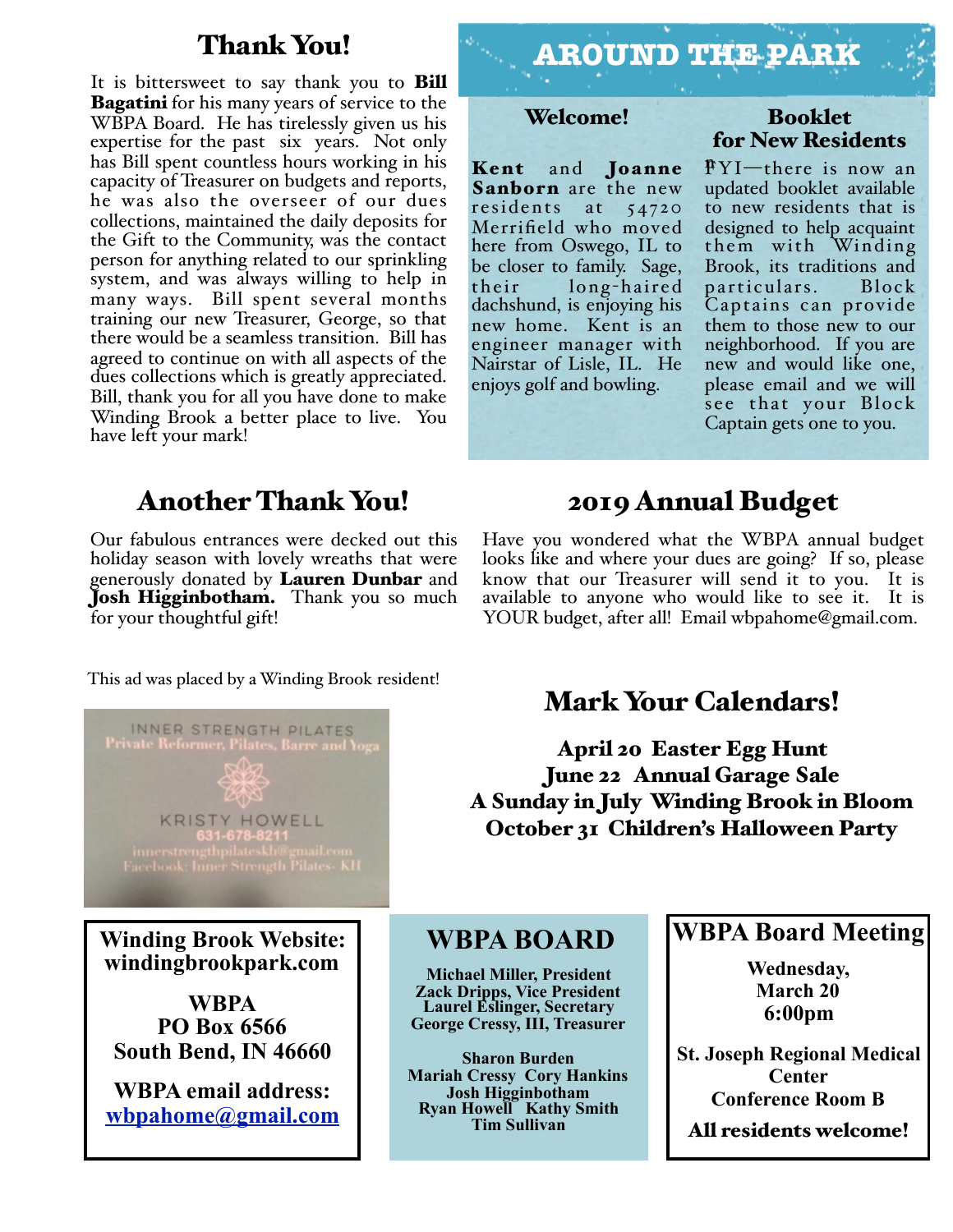## Thank You!

It is bittersweet to say thank you to **Bill Bagatini** for his many years of service to the WBPA Board. He has tirelessly given us his expertise for the past six years. Not only has Bill spent countless hours working in his capacity of Treasurer on budgets and reports, he was also the overseer of our dues collections, maintained the daily deposits for the Gift to the Community, was the contact person for anything related to our sprinkling system, and was always willing to help in many ways. Bill spent several months training our new Treasurer, George, so that there would be a seamless transition. Bill has agreed to continue on with all aspects of the dues collections which is greatly appreciated. Bill, thank you for all you have done to make Winding Brook a better place to live. You have left your mark!

# AROUND THE PARK

### Welcome!

**Kent** and **Joanne Sanborn** are the new residents at 54720 Merrifield who moved here from Oswego, IL to be closer to family. Sage, their long-haired dachshund, is enjoying his new home. Kent is an engineer manager with Nairstar of Lisle, IL. He enjoys golf and bowling.

### Booklet for New Residents

FYI—there is now an updated booklet available to new residents that is designed to help acquaint them with Winding Brook, its traditions and particulars. Block Captains can provide them to those new to our neighborhood. If you are new and would like one, please email and we will see that your Block Captain gets one to you.

## Another Thank You!

Our fabulous entrances were decked out this holiday season with lovely wreaths that were generously donated by **Lauren Dunbar** and **Josh Higginbotham.** Thank you so much for your thoughtful gift!

## 2019 Annual Budget

Have you wondered what the WBPA annual budget looks like and where your dues are going? If so, please know that our Treasurer will send it to you. It is available to anyone who would like to see it. It is YOUR budget, after all! Email wbpahome@gmail.com.

This ad was placed by a Winding Brook resident!

INNER STRENGTH PILATES
Private Reformer, Pilates, Barre and Yoga

KRISTY HOWELL
631-678-8211
innerstrengthpilateskh@gmail.com
Facebook: Inner Strength Pilates- KH

## Mark Your Calendars!

**April 20 Easter Egg Hunt**
**June 22 Annual Garage Sale**
**A Sunday in July Winding Brook in Bloom**
**October 31 Children's Halloween Party**

**Winding Brook Website:**
**windingbrookpark.com**

**WBPA**
**PO Box 6566**
**South Bend, IN 46660**

**WBPA email address:**
**wbpahome@gmail.com**

## WBPA BOARD

**Michael Miller, President**
**Zack Dripps, Vice President**
**Laurel Eslinger, Secretary**
**George Cressy, III, Treasurer**

**Sharon Burden**
**Mariah Cressy Cory Hankins**
**Josh Higginbotham**
**Ryan Howell Kathy Smith**
**Tim Sullivan**

## WBPA Board Meeting

**Wednesday,**
**March 20**
**6:00pm**

**St. Joseph Regional Medical Center**
**Conference Room B**

**All residents welcome!**